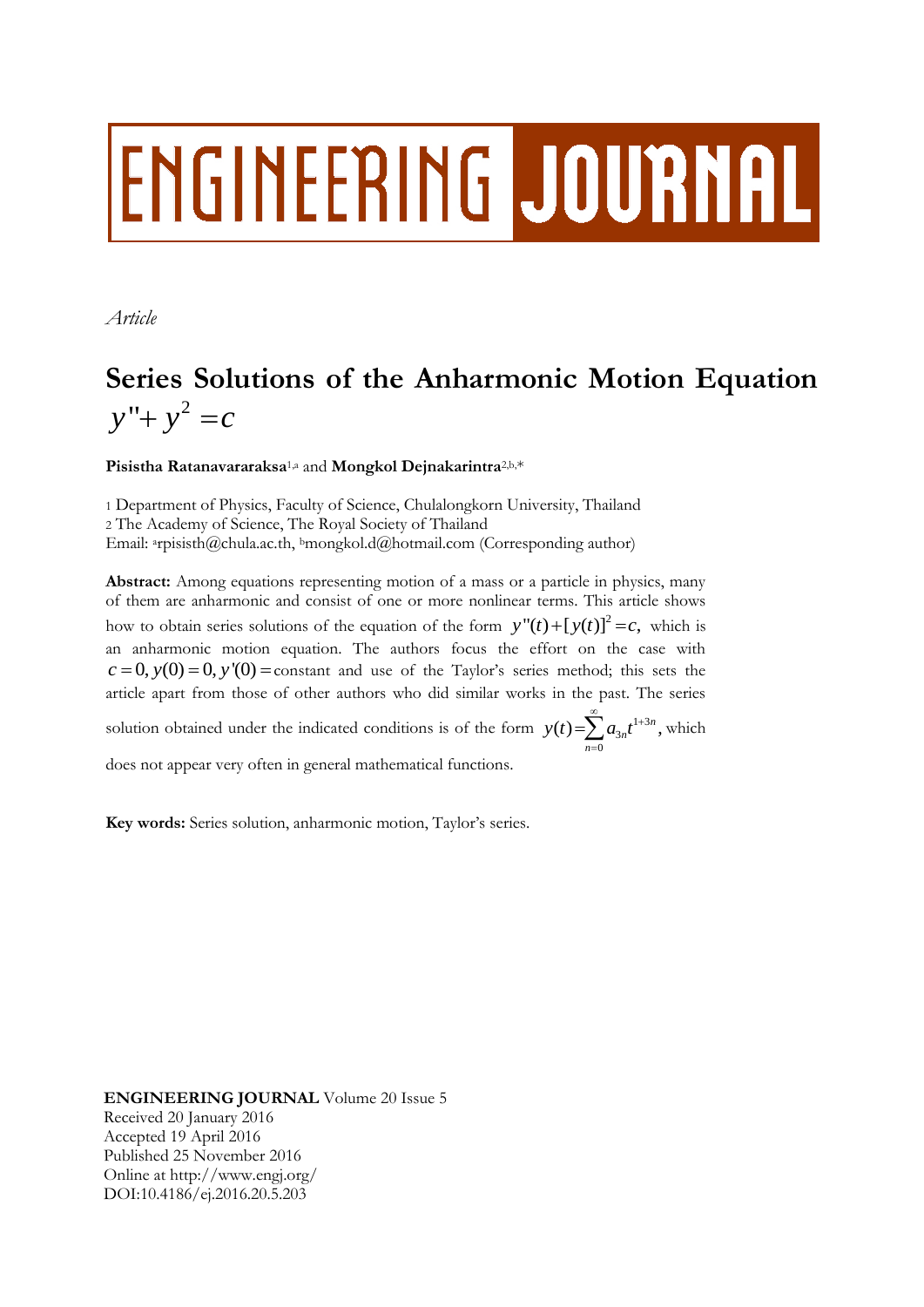ENGINEERING JOURNAL

*Article*

# Series Solutions of the Anharmonic Motion Equation $y'' + y^2 = c$

**Pisistha Ratanavararaksa**[1,a] and **Mongkol Dejnakarintra**[2,b,*]

[1] Department of Physics, Faculty of Science, Chulalongkorn University, Thailand
[2] The Academy of Science, The Royal Society of Thailand
Email: [a]rpisisth@chula.ac.th, [b]mongkol.d@hotmail.com (Corresponding author)

**Abstract:** Among equations representing motion of a mass or a particle in physics, many of them are anharmonic and consist of one or more nonlinear terms. This article shows how to obtain series solutions of the equation of the form $y''(t) + [y(t)]^2 = c,$ which is an anharmonic motion equation. The authors focus the effort on the case with $c = 0, y(0) = 0, y'(0) =$ constant and use of the Taylor's series method; this sets the article apart from those of other authors who did similar works in the past. The series solution obtained under the indicated conditions is of the form $y(t) = \sum_{n=0}^{\infty} a_{3n} t^{1+3n},$ which does not appear very often in general mathematical functions.

**Key words:** Series solution, anharmonic motion, Taylor's series.

**ENGINEERING JOURNAL** Volume 20 Issue 5
Received 20 January 2016
Accepted 19 April 2016
Published 25 November 2016
Online at http://www.engj.org/
DOI:10.4186/ej.2016.20.5.203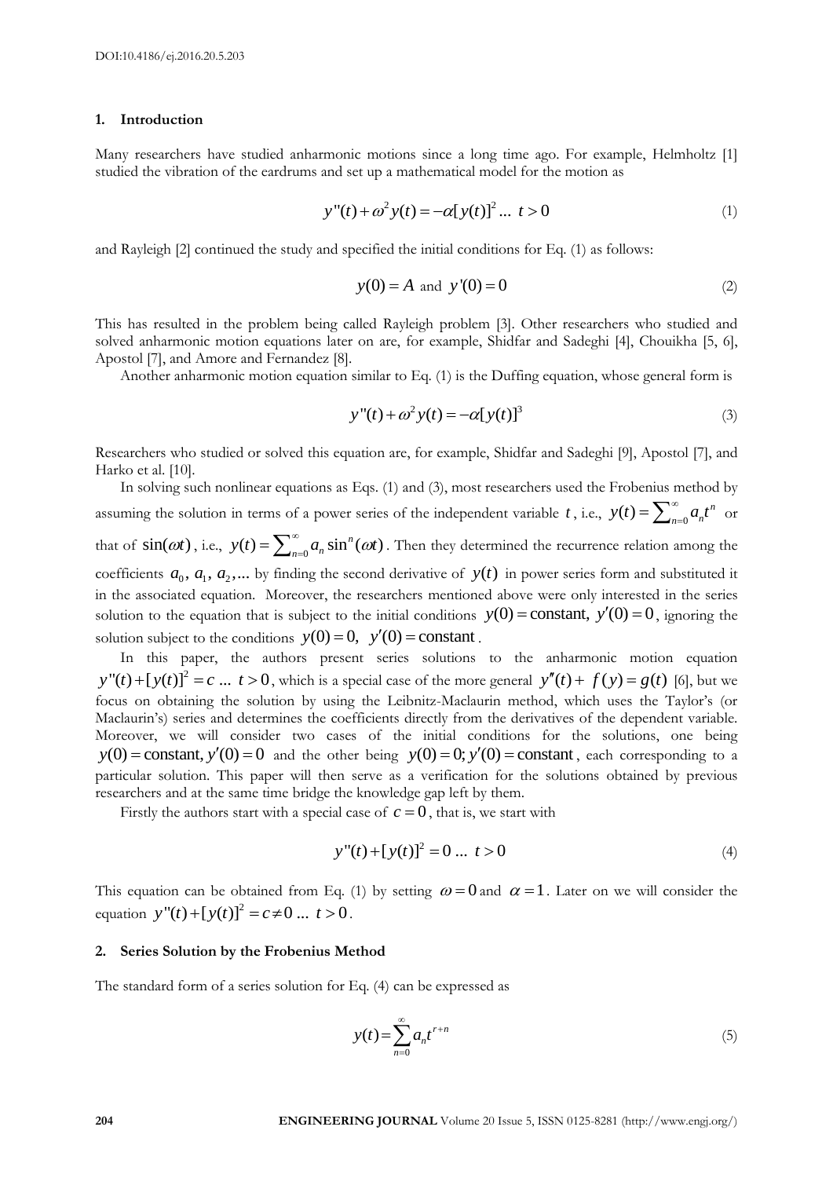## 1. Introduction

Many researchers have studied anharmonic motions since a long time ago. For example, Helmholtz [1] studied the vibration of the eardrums and set up a mathematical model for the motion as

$$y''(t)+\omega^2 y(t) = -\alpha[y(t)]^2 \;...\; t>0 \tag{1}$$

and Rayleigh [2] continued the study and specified the initial conditions for Eq. (1) as follows:

$$y(0) = A \text{ and } y'(0) = 0 \tag{2}$$

This has resulted in the problem being called Rayleigh problem [3]. Other researchers who studied and solved anharmonic motion equations later on are, for example, Shidfar and Sadeghi [4], Chouikha [5, 6], Apostol [7], and Amore and Fernandez [8].

Another anharmonic motion equation similar to Eq. (1) is the Duffing equation, whose general form is

$$y''(t)+\omega^2 y(t) = -\alpha[y(t)]^3 \tag{3}$$

Researchers who studied or solved this equation are, for example, Shidfar and Sadeghi [9], Apostol [7], and Harko et al. [10].

In solving such nonlinear equations as Eqs. (1) and (3), most researchers used the Frobenius method by assuming the solution in terms of a power series of the independent variable $t$, i.e., $y(t)=\sum_{n=0}^{\infty} a_n t^n$ or that of $\sin(\omega t)$, i.e., $y(t)=\sum_{n=0}^{\infty} a_n \sin^n(\omega t)$. Then they determined the recurrence relation among the coefficients $a_0, a_1, a_2,...$ by finding the second derivative of $y(t)$ in power series form and substituted it in the associated equation. Moreover, the researchers mentioned above were only interested in the series solution to the equation that is subject to the initial conditions $y(0)=\text{constant},\ y'(0)=0$, ignoring the solution subject to the conditions $y(0)=0,\ y'(0)=\text{constant}$.

In this paper, the authors present series solutions to the anharmonic motion equation $y''(t)+[y(t)]^2 = c \;...\; t>0$, which is a special case of the more general $y''(t)+f(y)=g(t)$ [6], but we focus on obtaining the solution by using the Leibnitz-Maclaurin method, which uses the Taylor's (or Maclaurin's) series and determines the coefficients directly from the derivatives of the dependent variable. Moreover, we will consider two cases of the initial conditions for the solutions, one being $y(0)=\text{constant}, y'(0)=0$ and the other being $y(0)=0; y'(0)=\text{constant}$, each corresponding to a particular solution. This paper will then serve as a verification for the solutions obtained by previous researchers and at the same time bridge the knowledge gap left by them.

Firstly the authors start with a special case of $c=0$, that is, we start with

$$y''(t)+[y(t)]^2 = 0 \;...\; t>0 \tag{4}$$

This equation can be obtained from Eq. (1) by setting $\omega=0$ and $\alpha=1$. Later on we will consider the equation $y''(t)+[y(t)]^2 = c \neq 0 \;...\; t>0$.

## 2. Series Solution by the Frobenius Method

The standard form of a series solution for Eq. (4) can be expressed as

$$y(t)=\sum_{n=0}^{\infty} a_n t^{r+n} \tag{5}$$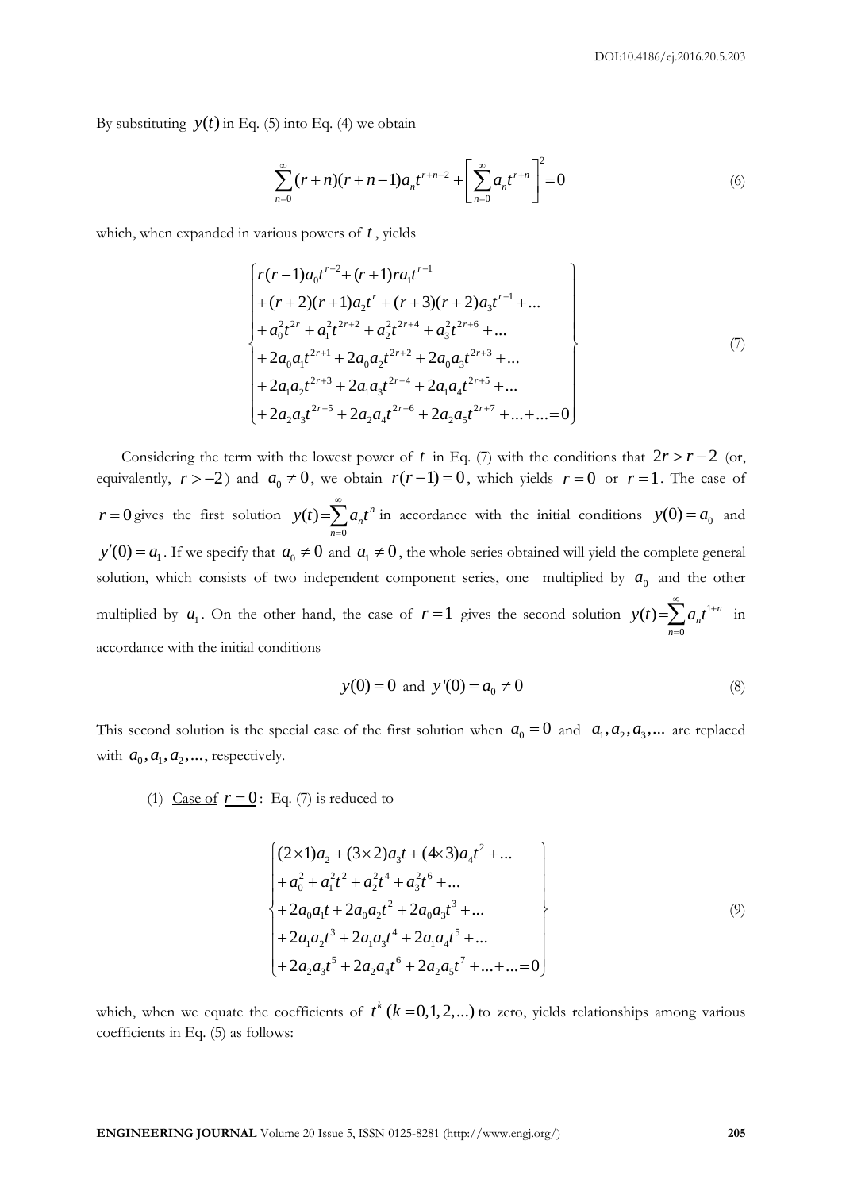By substituting $y(t)$ in Eq. (5) into Eq. (4) we obtain

$$\sum_{n=0}^{\infty}(r+n)(r+n-1)a_n t^{r+n-2} + \left[\sum_{n=0}^{\infty} a_n t^{r+n}\right]^2 = 0 \tag{6}$$

which, when expanded in various powers of $t$, yields

$$\left\{\begin{array}{l} r(r-1)a_0 t^{r-2} + (r+1)ra_1 t^{r-1} \\ +(r+2)(r+1)a_2 t^r + (r+3)(r+2)a_3 t^{r+1} + \ldots \\ +a_0^2 t^{2r} + a_1^2 t^{2r+2} + a_2^2 t^{2r+4} + a_3^2 t^{2r+6} + \ldots \\ +2a_0 a_1 t^{2r+1} + 2a_0 a_2 t^{2r+2} + 2a_0 a_3 t^{2r+3} + \ldots \\ +2a_1 a_2 t^{2r+3} + 2a_1 a_3 t^{2r+4} + 2a_1 a_4 t^{2r+5} + \ldots \\ +2a_2 a_3 t^{2r+5} + 2a_2 a_4 t^{2r+6} + 2a_2 a_5 t^{2r+7} + \ldots + \ldots = 0 \end{array}\right\} \tag{7}$$

Considering the term with the lowest power of $t$ in Eq. (7) with the conditions that $2r > r-2$ (or, equivalently, $r > -2$) and $a_0 \neq 0$, we obtain $r(r-1) = 0$, which yields $r = 0$ or $r = 1$. The case of $r = 0$ gives the first solution $y(t) = \sum_{n=0}^{\infty} a_n t^n$ in accordance with the initial conditions $y(0) = a_0$ and $y'(0) = a_1$. If we specify that $a_0 \neq 0$ and $a_1 \neq 0$, the whole series obtained will yield the complete general solution, which consists of two independent component series, one multiplied by $a_0$ and the other multiplied by $a_1$. On the other hand, the case of $r = 1$ gives the second solution $y(t) = \sum_{n=0}^{\infty} a_n t^{1+n}$ in accordance with the initial conditions

$$y(0) = 0 \text{ and } y'(0) = a_0 \neq 0 \tag{8}$$

This second solution is the special case of the first solution when $a_0 = 0$ and $a_1, a_2, a_3, \ldots$ are replaced with $a_0, a_1, a_2, \ldots$, respectively.

(1) Case of $r = 0$: Eq. (7) is reduced to

$$\left\{\begin{array}{l} (2\times 1)a_2 + (3\times 2)a_3 t + (4\times 3)a_4 t^2 + \ldots \\ +a_0^2 + a_1^2 t^2 + a_2^2 t^4 + a_3^2 t^6 + \ldots \\ +2a_0 a_1 t + 2a_0 a_2 t^2 + 2a_0 a_3 t^3 + \ldots \\ +2a_1 a_2 t^3 + 2a_1 a_3 t^4 + 2a_1 a_4 t^5 + \ldots \\ +2a_2 a_3 t^5 + 2a_2 a_4 t^6 + 2a_2 a_5 t^7 + \ldots + \ldots = 0 \end{array}\right\} \tag{9}$$

which, when we equate the coefficients of $t^k$ $(k = 0, 1, 2, \ldots)$ to zero, yields relationships among various coefficients in Eq. (5) as follows: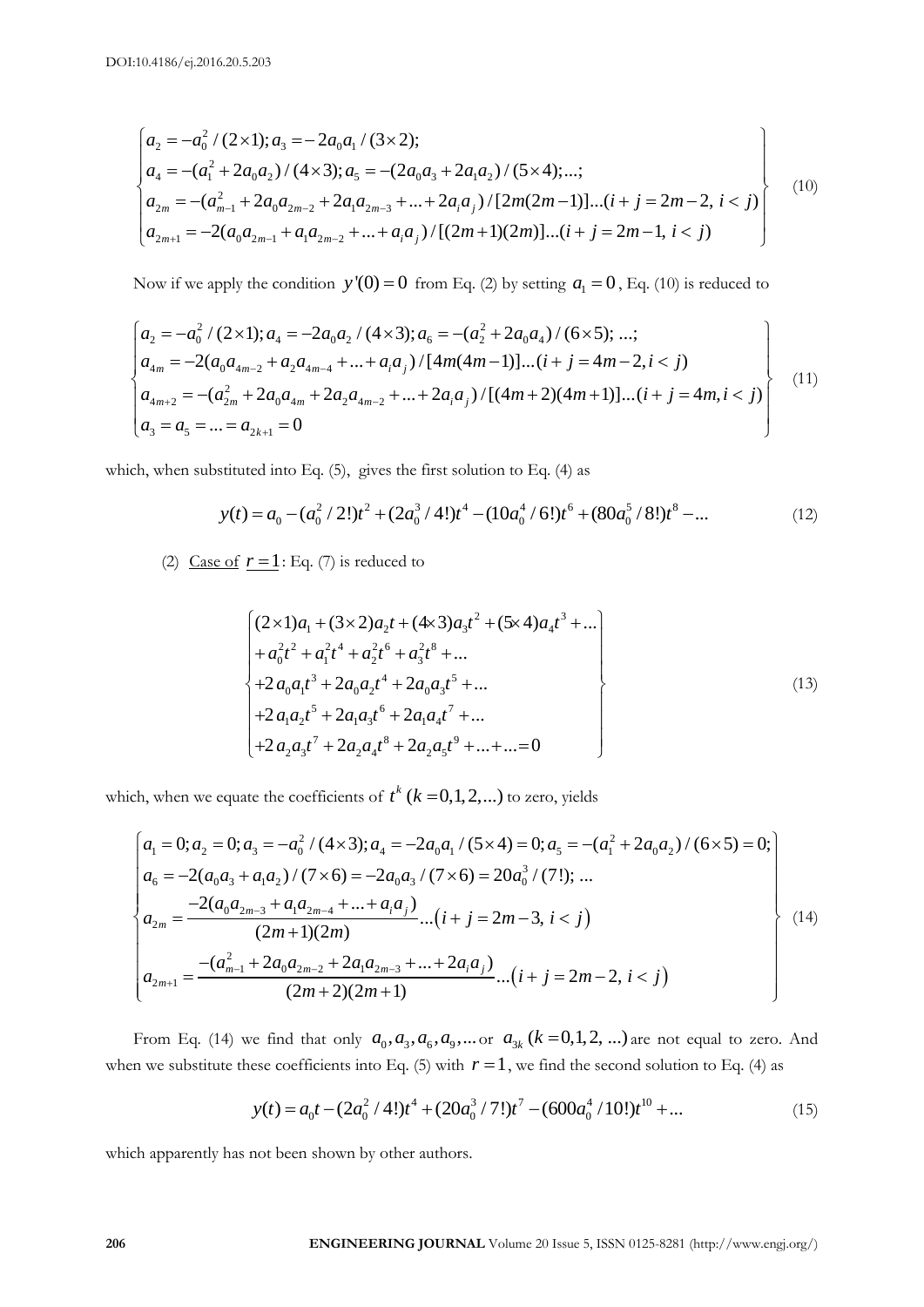$$\left\{\begin{array}{l}a_2 = -a_0^2/(2\times1); a_3 = -2a_0a_1/(3\times2); \\ a_4 = -(a_1^2 + 2a_0a_2)/(4\times3); a_5 = -(2a_0a_3 + 2a_1a_2)/(5\times4); ...; \\ a_{2m} = -(a_{m-1}^2 + 2a_0a_{2m-2} + 2a_1a_{2m-3} + ... + 2a_ia_j)/[2m(2m-1)] ... (i+j=2m-2,\ i<j) \\ a_{2m+1} = -2(a_0a_{2m-1} + a_1a_{2m-2} + ... + a_ia_j)/[(2m+1)(2m)] ... (i+j=2m-1,\ i<j)\end{array}\right\} \tag{10}$$

Now if we apply the condition $y'(0)=0$ from Eq. (2) by setting $a_1 = 0$, Eq. (10) is reduced to

$$\left\{\begin{array}{l}a_2 = -a_0^2/(2\times1); a_4 = -2a_0a_2/(4\times3); a_6 = -(a_2^2 + 2a_0a_4)/(6\times5); ...; \\ a_{4m} = -2(a_0a_{4m-2} + a_2a_{4m-4} + ... + a_ia_j)/[4m(4m-1)] ... (i+j=4m-2, i<j) \\ a_{4m+2} = -(a_{2m}^2 + 2a_0a_{4m} + 2a_2a_{4m-2} + ... + 2a_ia_j)/[(4m+2)(4m+1)] ... (i+j=4m, i<j) \\ a_3 = a_5 = ... = a_{2k+1} = 0\end{array}\right\} \tag{11}$$

which, when substituted into Eq. (5), gives the first solution to Eq. (4) as

$$y(t) = a_0 - (a_0^2/2!)t^2 + (2a_0^3/4!)t^4 - (10a_0^4/6!)t^6 + (80a_0^5/8!)t^8 - ... \tag{12}$$

(2) Case of $r=1$: Eq. (7) is reduced to

$$\left\{\begin{array}{l}(2\times1)a_1 + (3\times2)a_2t + (4\times3)a_3t^2 + (5\times4)a_4t^3 + ... \\ + a_0^2t^2 + a_1^2t^4 + a_2^2t^6 + a_3^2t^8 + ... \\ +2a_0a_1t^3 + 2a_0a_2t^4 + 2a_0a_3t^5 + ... \\ +2a_1a_2t^5 + 2a_1a_3t^6 + 2a_1a_4t^7 + ... \\ +2a_2a_3t^7 + 2a_2a_4t^8 + 2a_2a_5t^9 + ... + ... = 0\end{array}\right\} \tag{13}$$

which, when we equate the coefficients of $t^k\ (k=0,1,2,...)$ to zero, yields

$$\left\{\begin{array}{l}a_1 = 0; a_2 = 0; a_3 = -a_0^2/(4\times3); a_4 = -2a_0a_1/(5\times4) = 0; a_5 = -(a_1^2 + 2a_0a_2)/(6\times5) = 0; \\ a_6 = -2(a_0a_3 + a_1a_2)/(7\times6) = -2a_0a_3/(7\times6) = 20a_0^3/(7!); ... \\ a_{2m} = \dfrac{-2(a_0a_{2m-3} + a_1a_{2m-4} + ... + a_ia_j)}{(2m+1)(2m)} ... (i+j=2m-3,\ i<j) \\ a_{2m+1} = \dfrac{-(a_{m-1}^2 + 2a_0a_{2m-2} + 2a_1a_{2m-3} + ... + 2a_ia_j)}{(2m+2)(2m+1)} ... (i+j=2m-2,\ i<j)\end{array}\right\} \tag{14}$$

From Eq. (14) we find that only $a_0, a_3, a_6, a_9, ...$ or $a_{3k}\ (k=0,1,2,\ ...)$ are not equal to zero. And when we substitute these coefficients into Eq. (5) with $r=1$, we find the second solution to Eq. (4) as

$$y(t) = a_0t - (2a_0^2/4!)t^4 + (20a_0^3/7!)t^7 - (600a_0^4/10!)t^{10} + ... \tag{15}$$

which apparently has not been shown by other authors.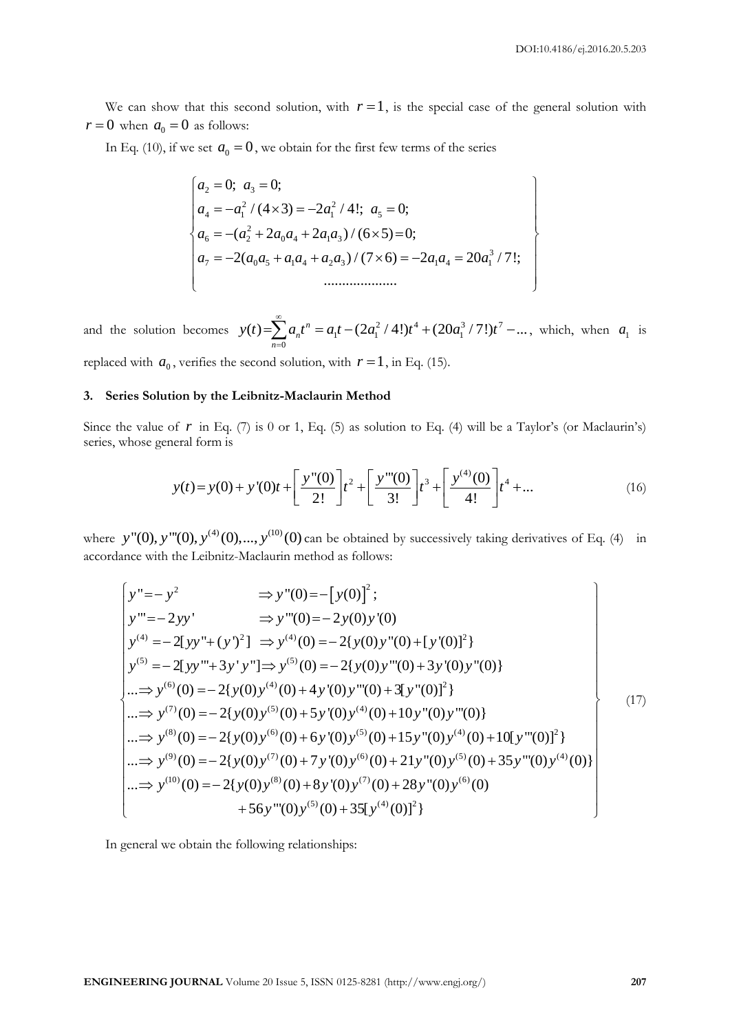We can show that this second solution, with $r=1$, is the special case of the general solution with $r=0$ when $a_0=0$ as follows:

In Eq. (10), if we set $a_0=0$, we obtain for the first few terms of the series

$$
\left\{
\begin{array}{l}
a_2=0;\ a_3=0; \\
a_4=-a_1^2/(4\times 3)=-2a_1^2/4!;\ a_5=0; \\
a_6=-(a_2^2+2a_0a_4+2a_1a_3)/(6\times 5)=0; \\
a_7=-2(a_0a_5+a_1a_4+a_2a_3)/(7\times 6)=-2a_1a_4=20a_1^3/7!; \\
\qquad\qquad\qquad\ldots\ldots\ldots\ldots\ldots\ldots
\end{array}
\right\}
$$

and the solution becomes $y(t)=\sum_{n=0}^{\infty}a_nt^n=a_1t-(2a_1^2/4!)t^4+(20a_1^3/7!)t^7-\ldots$, which, when $a_1$ is replaced with $a_0$, verifies the second solution, with $r=1$, in Eq. (15).

## 3. Series Solution by the Leibnitz-Maclaurin Method

Since the value of $r$ in Eq. (7) is 0 or 1, Eq. (5) as solution to Eq. (4) will be a Taylor's (or Maclaurin's) series, whose general form is

$$
y(t)=y(0)+y'(0)t+\left[\frac{y''(0)}{2!}\right]t^2+\left[\frac{y'''(0)}{3!}\right]t^3+\left[\frac{y^{(4)}(0)}{4!}\right]t^4+\ldots \tag{16}
$$

where $y''(0), y'''(0), y^{(4)}(0),\ldots, y^{(10)}(0)$ can be obtained by successively taking derivatives of Eq. (4) in accordance with the Leibnitz-Maclaurin method as follows:

$$
\left\{
\begin{array}{l}
y''=-y^2 \qquad\qquad \Rightarrow y''(0)=-\left[y(0)\right]^2; \\
y'''=-2yy' \qquad\quad\ \Rightarrow y'''(0)=-2y(0)y'(0) \\
y^{(4)}=-2[yy''+(y')^2] \ \Rightarrow y^{(4)}(0)=-2\{y(0)y''(0)+[y'(0)]^2\} \\
y^{(5)}=-2[yy'''+3y'y''] \Rightarrow y^{(5)}(0)=-2\{y(0)y'''(0)+3y'(0)y''(0)\} \\
\ldots\Rightarrow y^{(6)}(0)=-2\{y(0)y^{(4)}(0)+4y'(0)y'''(0)+3[y''(0)]^2\} \\
\ldots\Rightarrow y^{(7)}(0)=-2\{y(0)y^{(5)}(0)+5y'(0)y^{(4)}(0)+10y''(0)y'''(0)\} \\
\ldots\Rightarrow y^{(8)}(0)=-2\{y(0)y^{(6)}(0)+6y'(0)y^{(5)}(0)+15y''(0)y^{(4)}(0)+10[y'''(0)]^2\} \\
\ldots\Rightarrow y^{(9)}(0)=-2\{y(0)y^{(7)}(0)+7y'(0)y^{(6)}(0)+21y''(0)y^{(5)}(0)+35y'''(0)y^{(4)}(0)\} \\
\ldots\Rightarrow y^{(10)}(0)=-2\{y(0)y^{(8)}(0)+8y'(0)y^{(7)}(0)+28y''(0)y^{(6)}(0) \\
\qquad\qquad\qquad +56y'''(0)y^{(5)}(0)+35[y^{(4)}(0)]^2\}
\end{array}
\right\} \tag{17}
$$

In general we obtain the following relationships: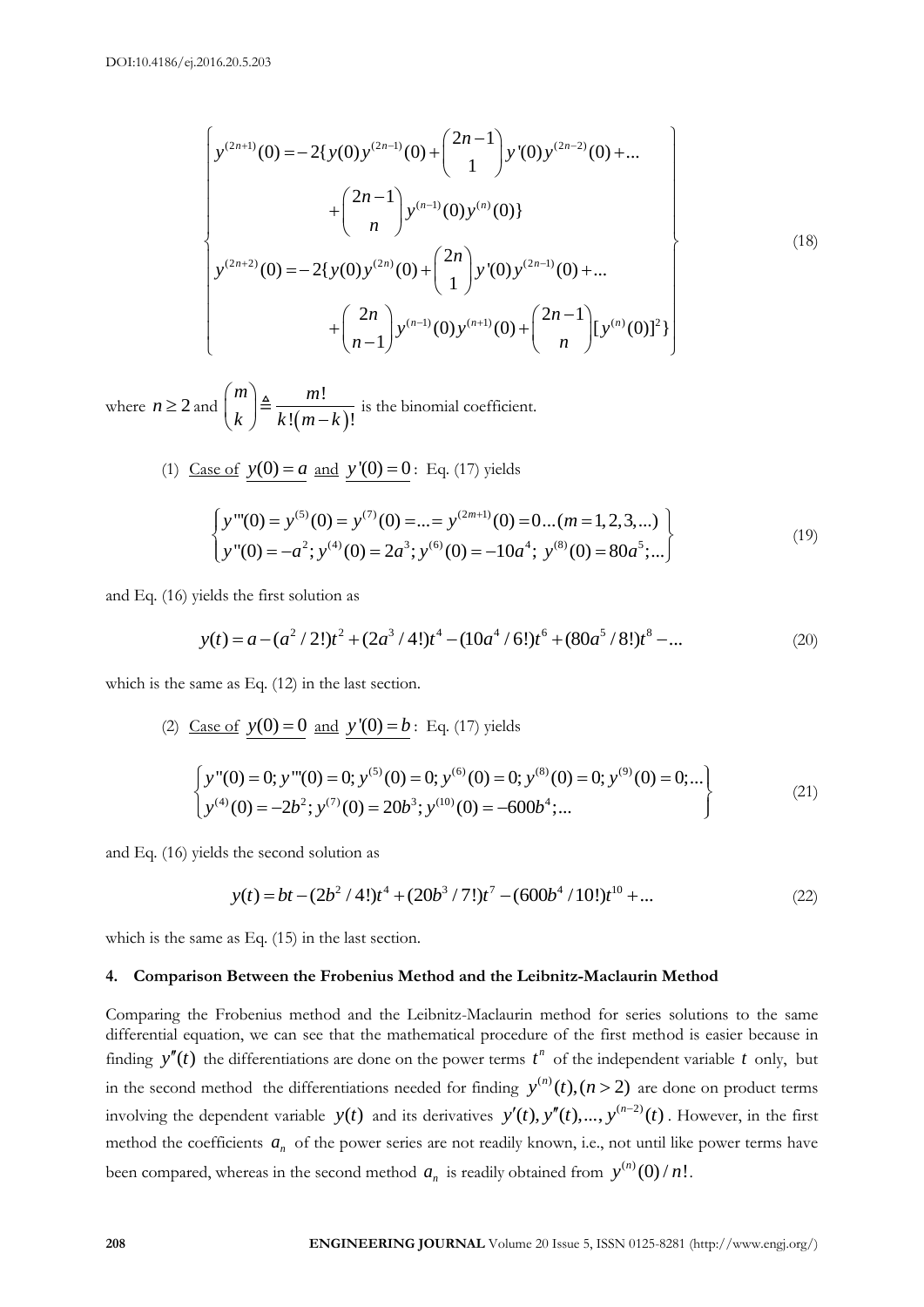$$
\left\{
\begin{aligned}
y^{(2n+1)}(0) &= -2\{y(0)y^{(2n-1)}(0) + \binom{2n-1}{1} y'(0)y^{(2n-2)}(0) + \dots \\
&\qquad + \binom{2n-1}{n} y^{(n-1)}(0)y^{(n)}(0)\} \\
y^{(2n+2)}(0) &= -2\{y(0)y^{(2n)}(0) + \binom{2n}{1} y'(0)y^{(2n-1)}(0) + \dots \\
&\qquad + \binom{2n}{n-1} y^{(n-1)}(0)y^{(n+1)}(0) + \binom{2n-1}{n} [y^{(n)}(0)]^2\}
\end{aligned}
\right\}
\tag{18}
$$

where $n \geq 2$ and $\binom{m}{k} \triangleq \dfrac{m!}{k!(m-k)!}$ is the binomial coefficient.

(1) Case of $y(0) = a$ and $y'(0) = 0$: Eq. (17) yields

$$
\left\{
\begin{aligned}
&y'''(0) = y^{(5)}(0) = y^{(7)}(0) = \dots = y^{(2m+1)}(0) = 0 \dots (m = 1, 2, 3, \dots) \\
&y''(0) = -a^2; y^{(4)}(0) = 2a^3; y^{(6)}(0) = -10a^4;\ y^{(8)}(0) = 80a^5; \dots
\end{aligned}
\right\}
\tag{19}
$$

and Eq. (16) yields the first solution as

$$
y(t) = a - (a^2/2!)t^2 + (2a^3/4!)t^4 - (10a^4/6!)t^6 + (80a^5/8!)t^8 - \dots
\tag{20}
$$

which is the same as Eq. (12) in the last section.

(2) Case of $y(0) = 0$ and $y'(0) = b$: Eq. (17) yields

$$
\left\{
\begin{aligned}
&y''(0) = 0; y'''(0) = 0; y^{(5)}(0) = 0; y^{(6)}(0) = 0; y^{(8)}(0) = 0; y^{(9)}(0) = 0; \dots \\
&y^{(4)}(0) = -2b^2; y^{(7)}(0) = 20b^3; y^{(10)}(0) = -600b^4; \dots
\end{aligned}
\right\}
\tag{21}
$$

and Eq. (16) yields the second solution as

$$
y(t) = bt - (2b^2/4!)t^4 + (20b^3/7!)t^7 - (600b^4/10!)t^{10} + \dots
\tag{22}
$$

which is the same as Eq. (15) in the last section.

## 4. Comparison Between the Frobenius Method and the Leibnitz-Maclaurin Method

Comparing the Frobenius method and the Leibnitz-Maclaurin method for series solutions to the same differential equation, we can see that the mathematical procedure of the first method is easier because in finding $y''(t)$ the differentiations are done on the power terms $t^n$ of the independent variable $t$ only, but in the second method the differentiations needed for finding $y^{(n)}(t), (n > 2)$ are done on product terms involving the dependent variable $y(t)$ and its derivatives $y'(t), y''(t), \dots, y^{(n-2)}(t)$. However, in the first method the coefficients $a_n$ of the power series are not readily known, i.e., not until like power terms have been compared, whereas in the second method $a_n$ is readily obtained from $y^{(n)}(0)/n!$.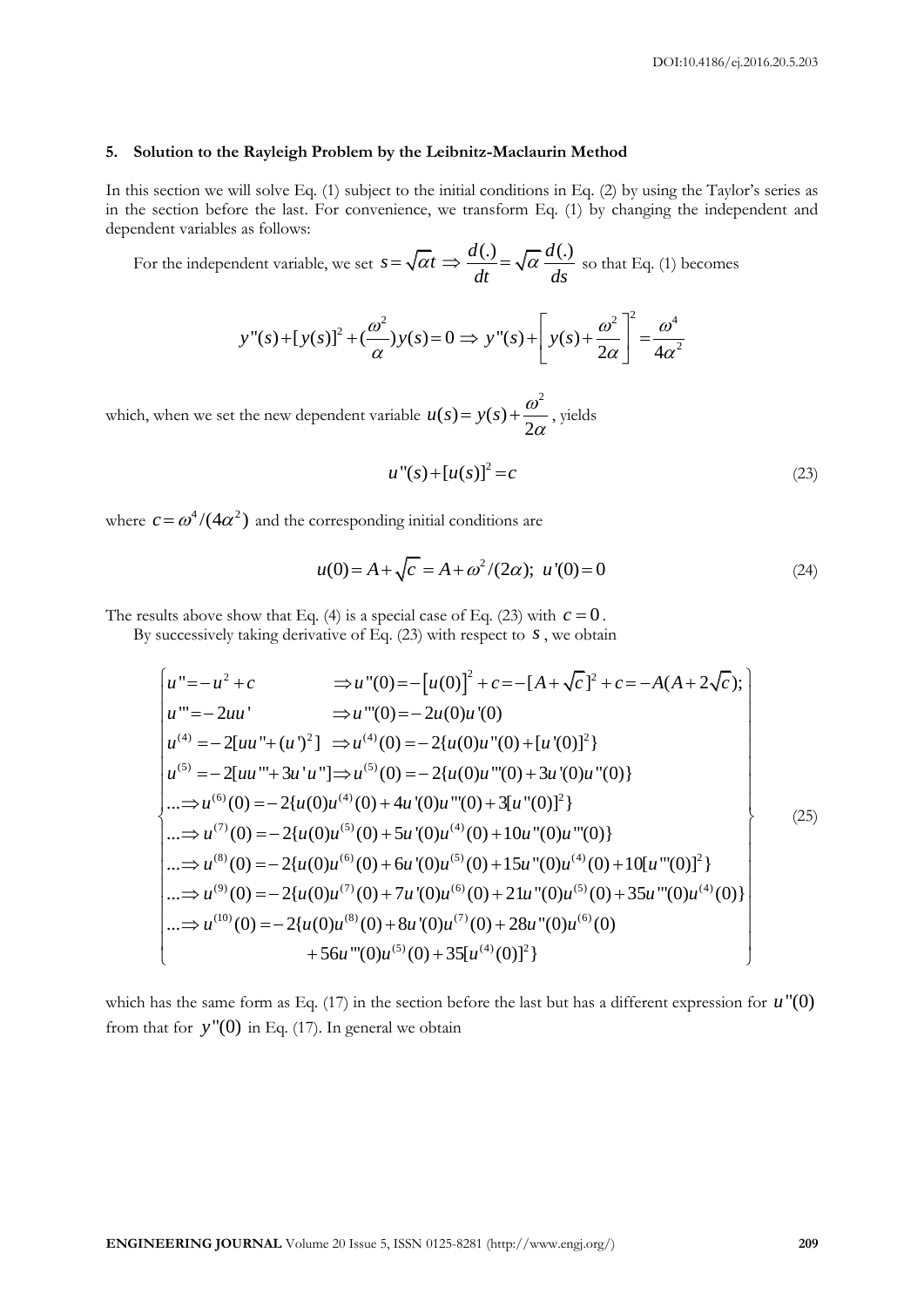## 5. Solution to the Rayleigh Problem by the Leibnitz-Maclaurin Method

In this section we will solve Eq. (1) subject to the initial conditions in Eq. (2) by using the Taylor's series as in the section before the last. For convenience, we transform Eq. (1) by changing the independent and dependent variables as follows:

For the independent variable, we set $s = \sqrt{\alpha} t \Rightarrow \dfrac{d(.)}{dt} = \sqrt{\alpha}\dfrac{d(.)}{ds}$ so that Eq. (1) becomes

$$y''(s) + [y(s)]^2 + (\frac{\omega^2}{\alpha})y(s) = 0 \Rightarrow y''(s) + \left[y(s) + \frac{\omega^2}{2\alpha}\right]^2 = \frac{\omega^4}{4\alpha^2}$$

which, when we set the new dependent variable $u(s) = y(s) + \dfrac{\omega^2}{2\alpha}$, yields

$$u''(s) + [u(s)]^2 = c \tag{23}$$

where $c = \omega^4/(4\alpha^2)$ and the corresponding initial conditions are

$$u(0) = A + \sqrt{c} = A + \omega^2/(2\alpha);\ u'(0) = 0 \tag{24}$$

The results above show that Eq. (4) is a special case of Eq. (23) with $c = 0$.

By successively taking derivative of Eq. (23) with respect to $s$, we obtain

$$\left\{\begin{array}{l}
u'' = -u^2 + c \qquad\qquad \Rightarrow u''(0) = -\left[u(0)\right]^2 + c = -[A+\sqrt{c}]^2 + c = -A(A+2\sqrt{c}); \\
u''' = -2uu' \qquad\qquad \Rightarrow u'''(0) = -2u(0)u'(0) \\
u^{(4)} = -2[uu'' + (u')^2] \ \Rightarrow u^{(4)}(0) = -2\{u(0)u''(0) + [u'(0)]^2\} \\
u^{(5)} = -2[uu''' + 3u'u''] \Rightarrow u^{(5)}(0) = -2\{u(0)u'''(0) + 3u'(0)u''(0)\} \\
... \Rightarrow u^{(6)}(0) = -2\{u(0)u^{(4)}(0) + 4u'(0)u'''(0) + 3[u''(0)]^2\} \\
... \Rightarrow u^{(7)}(0) = -2\{u(0)u^{(5)}(0) + 5u'(0)u^{(4)}(0) + 10u''(0)u'''(0)\} \\
... \Rightarrow u^{(8)}(0) = -2\{u(0)u^{(6)}(0) + 6u'(0)u^{(5)}(0) + 15u''(0)u^{(4)}(0) + 10[u'''(0)]^2\} \\
... \Rightarrow u^{(9)}(0) = -2\{u(0)u^{(7)}(0) + 7u'(0)u^{(6)}(0) + 21u''(0)u^{(5)}(0) + 35u'''(0)u^{(4)}(0)\} \\
... \Rightarrow u^{(10)}(0) = -2\{u(0)u^{(8)}(0) + 8u'(0)u^{(7)}(0) + 28u''(0)u^{(6)}(0) \\
\qquad\qquad + 56u'''(0)u^{(5)}(0) + 35[u^{(4)}(0)]^2\}
\end{array}\right\} \tag{25}$$

which has the same form as Eq. (17) in the section before the last but has a different expression for $u''(0)$ from that for $y''(0)$ in Eq. (17). In general we obtain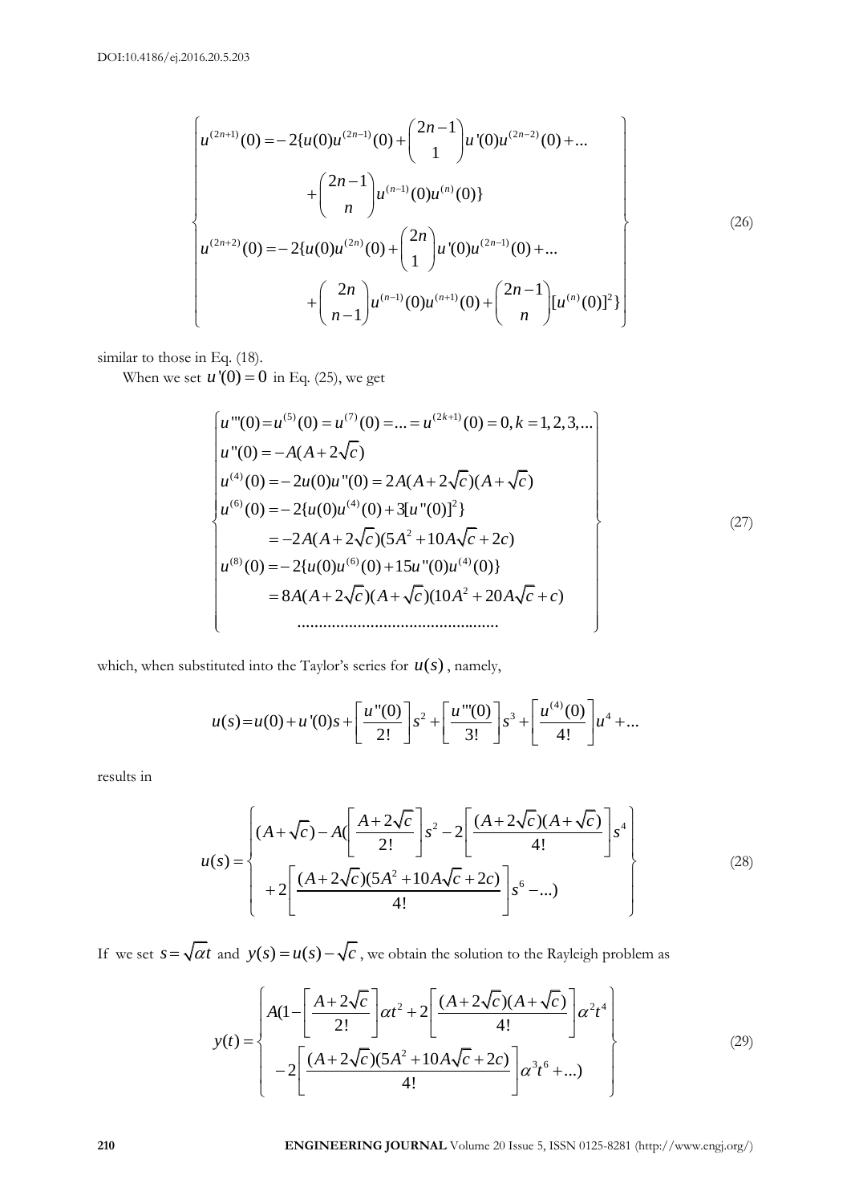$$
\left\{
\begin{array}{l}
u^{(2n+1)}(0) = -2\{u(0)u^{(2n-1)}(0) + \binom{2n-1}{1} u'(0)u^{(2n-2)}(0) + ... \\
\qquad\qquad + \binom{2n-1}{n} u^{(n-1)}(0)u^{(n)}(0)\} \\
u^{(2n+2)}(0) = -2\{u(0)u^{(2n)}(0) + \binom{2n}{1} u'(0)u^{(2n-1)}(0) + ... \\
\qquad\qquad + \binom{2n}{n-1} u^{(n-1)}(0)u^{(n+1)}(0) + \binom{2n-1}{n} [u^{(n)}(0)]^2\}
\end{array}
\right\}
\tag{26}
$$

similar to those in Eq. (18).

When we set $u'(0) = 0$ in Eq. (25), we get

$$
\left\{
\begin{array}{l}
u'''(0) = u^{(5)}(0) = u^{(7)}(0) = ... = u^{(2k+1)}(0) = 0, k = 1,2,3,... \\
u''(0) = -A(A + 2\sqrt{c}) \\
u^{(4)}(0) = -2u(0)u''(0) = 2A(A + 2\sqrt{c})(A + \sqrt{c}) \\
u^{(6)}(0) = -2\{u(0)u^{(4)}(0) + 3[u''(0)]^2\} \\
\qquad = -2A(A + 2\sqrt{c})(5A^2 + 10A\sqrt{c} + 2c) \\
u^{(8)}(0) = -2\{u(0)u^{(6)}(0) + 15u''(0)u^{(4)}(0)\} \\
\qquad = 8A(A + 2\sqrt{c})(A + \sqrt{c})(10A^2 + 20A\sqrt{c} + c) \\
\qquad\qquad ..............................................
\end{array}
\right\}
\tag{27}
$$

which, when substituted into the Taylor's series for $u(s)$, namely,

$$
u(s) = u(0) + u'(0)s + \left[\frac{u''(0)}{2!}\right]s^2 + \left[\frac{u'''(0)}{3!}\right]s^3 + \left[\frac{u^{(4)}(0)}{4!}\right]u^4 + ...
$$

results in

$$
u(s) = \left\{
\begin{array}{l}
(A + \sqrt{c}) - A(\left[\frac{A + 2\sqrt{c}}{2!}\right]s^2 - 2\left[\frac{(A + 2\sqrt{c})(A + \sqrt{c})}{4!}\right]s^4 \\
\quad + 2\left[\frac{(A + 2\sqrt{c})(5A^2 + 10A\sqrt{c} + 2c)}{4!}\right]s^6 - ...)
\end{array}
\right\}
\tag{28}
$$

If we set $s = \sqrt{\alpha}t$ and $y(s) = u(s) - \sqrt{c}$, we obtain the solution to the Rayleigh problem as

$$
y(t) = \left\{
\begin{array}{l}
A(1 - \left[\frac{A + 2\sqrt{c}}{2!}\right]\alpha t^2 + 2\left[\frac{(A + 2\sqrt{c})(A + \sqrt{c})}{4!}\right]\alpha^2 t^4 \\
\quad - 2\left[\frac{(A + 2\sqrt{c})(5A^2 + 10A\sqrt{c} + 2c)}{4!}\right]\alpha^3 t^6 + ...)
\end{array}
\right\}
\tag{29}
$$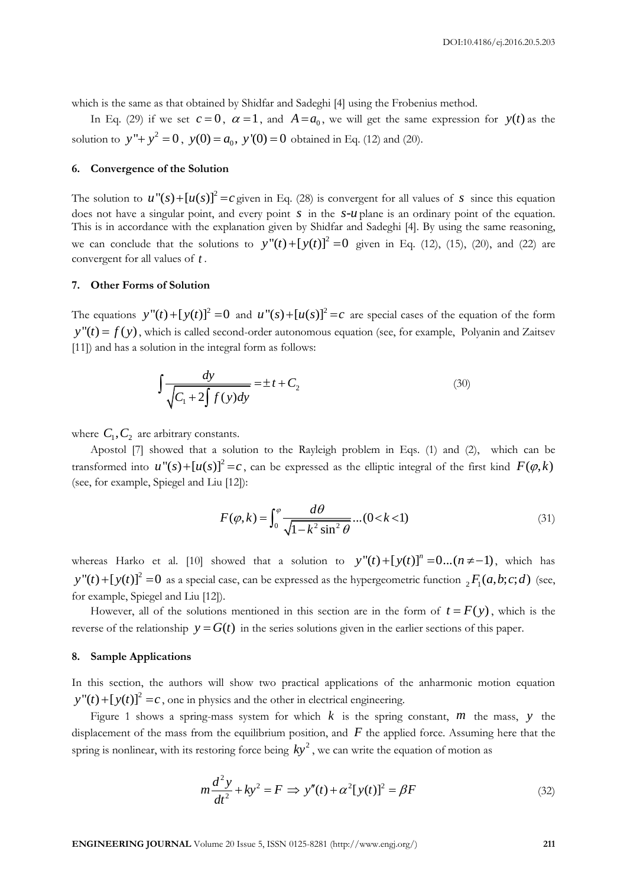which is the same as that obtained by Shidfar and Sadeghi [4] using the Frobenius method.

In Eq. (29) if we set $c=0$, $\alpha=1$, and $A=a_0$, we will get the same expression for $y(t)$ as the solution to $y''+y^2=0$, $y(0)=a_0$, $y'(0)=0$ obtained in Eq. (12) and (20).

## 6. Convergence of the Solution

The solution to $u''(s)+[u(s)]^2=c$ given in Eq. (28) is convergent for all values of $s$ since this equation does not have a singular point, and every point $s$ in the $s$-$u$ plane is an ordinary point of the equation. This is in accordance with the explanation given by Shidfar and Sadeghi [4]. By using the same reasoning, we can conclude that the solutions to $y''(t)+[y(t)]^2=0$ given in Eq. (12), (15), (20), and (22) are convergent for all values of $t$.

## 7. Other Forms of Solution

The equations $y''(t)+[y(t)]^2=0$ and $u''(s)+[u(s)]^2=c$ are special cases of the equation of the form $y''(t)=f(y)$, which is called second-order autonomous equation (see, for example, Polyanin and Zaitsev [11]) and has a solution in the integral form as follows:

$$\int \frac{dy}{\sqrt{C_1+2\int f(y)dy}} = \pm t + C_2 \tag{30}$$

where $C_1, C_2$ are arbitrary constants.

Apostol [7] showed that a solution to the Rayleigh problem in Eqs. (1) and (2), which can be transformed into $u''(s)+[u(s)]^2=c$, can be expressed as the elliptic integral of the first kind $F(\varphi,k)$ (see, for example, Spiegel and Liu [12]):

$$F(\varphi,k)=\int_0^{\varphi}\frac{d\theta}{\sqrt{1-k^2\sin^2\theta}} \ldots (0<k<1) \tag{31}$$

whereas Harko et al. [10] showed that a solution to $y''(t)+[y(t)]^n=0 \ldots (n\neq -1)$, which has $y''(t)+[y(t)]^2=0$ as a special case, can be expressed as the hypergeometric function ${}_2F_1(a,b;c;d)$ (see, for example, Spiegel and Liu [12]).

However, all of the solutions mentioned in this section are in the form of $t=F(y)$, which is the reverse of the relationship $y=G(t)$ in the series solutions given in the earlier sections of this paper.

## 8. Sample Applications

In this section, the authors will show two practical applications of the anharmonic motion equation $y''(t)+[y(t)]^2=c$, one in physics and the other in electrical engineering.

Figure 1 shows a spring-mass system for which $k$ is the spring constant, $m$ the mass, $y$ the displacement of the mass from the equilibrium position, and $F$ the applied force. Assuming here that the spring is nonlinear, with its restoring force being $ky^2$, we can write the equation of motion as

$$m\frac{d^2y}{dt^2}+ky^2=F \Rightarrow y''(t)+\alpha^2[y(t)]^2=\beta F \tag{32}$$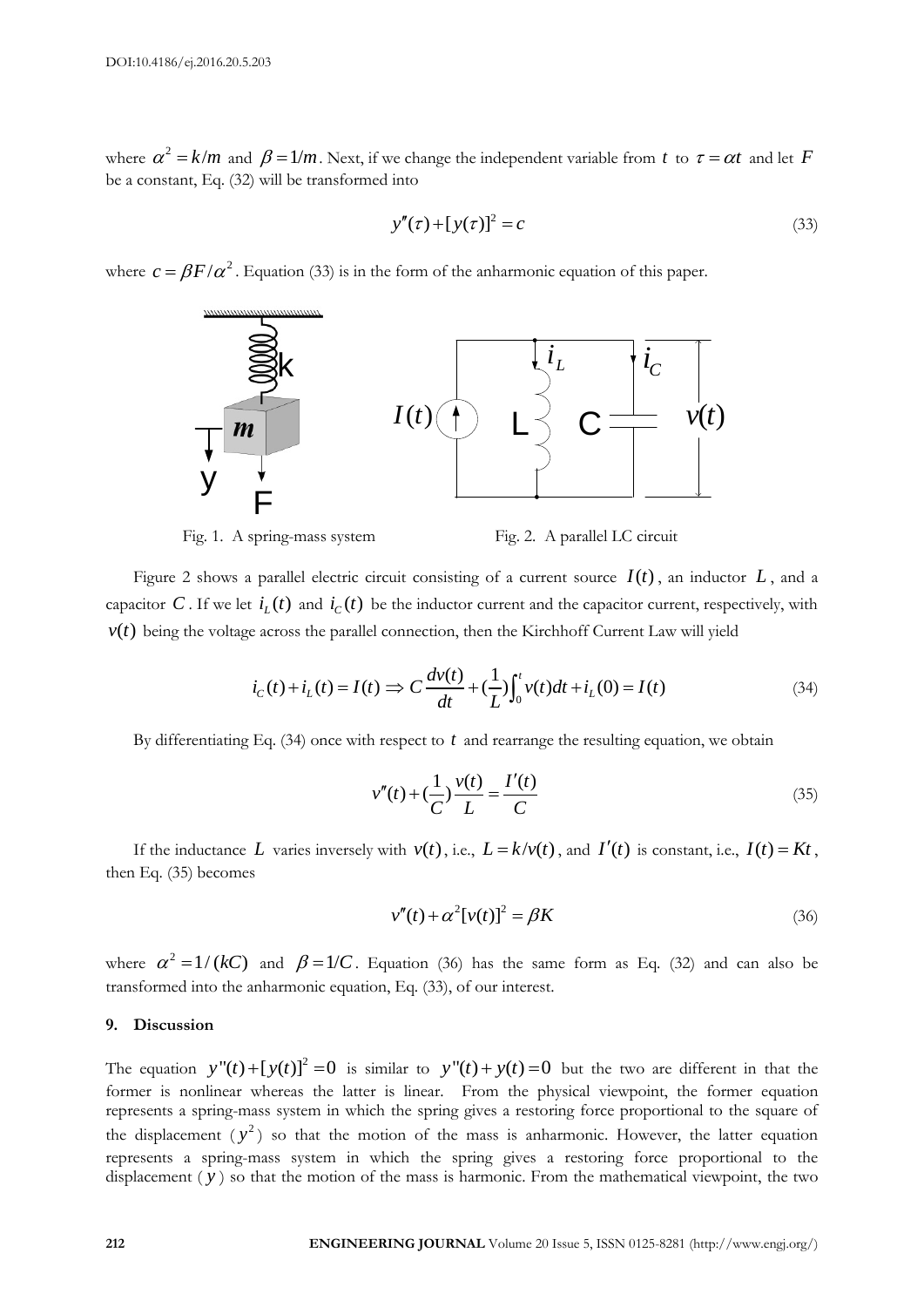where $\alpha^2 = k/m$ and $\beta = 1/m$. Next, if we change the independent variable from $t$ to $\tau = \alpha t$ and let $F$ be a constant, Eq. (32) will be transformed into

$$y''(\tau) + [y(\tau)]^2 = c \tag{33}$$

where $c = \beta F/\alpha^2$. Equation (33) is in the form of the anharmonic equation of this paper.

Fig. 1. A spring-mass system

Fig. 2. A parallel LC circuit

Figure 2 shows a parallel electric circuit consisting of a current source $I(t)$, an inductor $L$, and a capacitor $C$. If we let $i_L(t)$ and $i_C(t)$ be the inductor current and the capacitor current, respectively, with $v(t)$ being the voltage across the parallel connection, then the Kirchhoff Current Law will yield

$$i_C(t) + i_L(t) = I(t) \Rightarrow C\frac{dv(t)}{dt} + (\frac{1}{L})\int_0^t v(t)dt + i_L(0) = I(t) \tag{34}$$

By differentiating Eq. (34) once with respect to $t$ and rearrange the resulting equation, we obtain

$$v''(t) + (\frac{1}{C})\frac{v(t)}{L} = \frac{I'(t)}{C} \tag{35}$$

If the inductance $L$ varies inversely with $v(t)$, i.e., $L = k/v(t)$, and $I'(t)$ is constant, i.e., $I(t) = Kt$, then Eq. (35) becomes

$$v''(t) + \alpha^2[v(t)]^2 = \beta K \tag{36}$$

where $\alpha^2 = 1/(kC)$ and $\beta = 1/C$. Equation (36) has the same form as Eq. (32) and can also be transformed into the anharmonic equation, Eq. (33), of our interest.

## 9. Discussion

The equation $y''(t) + [y(t)]^2 = 0$ is similar to $y''(t) + y(t) = 0$ but the two are different in that the former is nonlinear whereas the latter is linear. From the physical viewpoint, the former equation represents a spring-mass system in which the spring gives a restoring force proportional to the square of the displacement ($y^2$) so that the motion of the mass is anharmonic. However, the latter equation represents a spring-mass system in which the spring gives a restoring force proportional to the displacement ($y$) so that the motion of the mass is harmonic. From the mathematical viewpoint, the two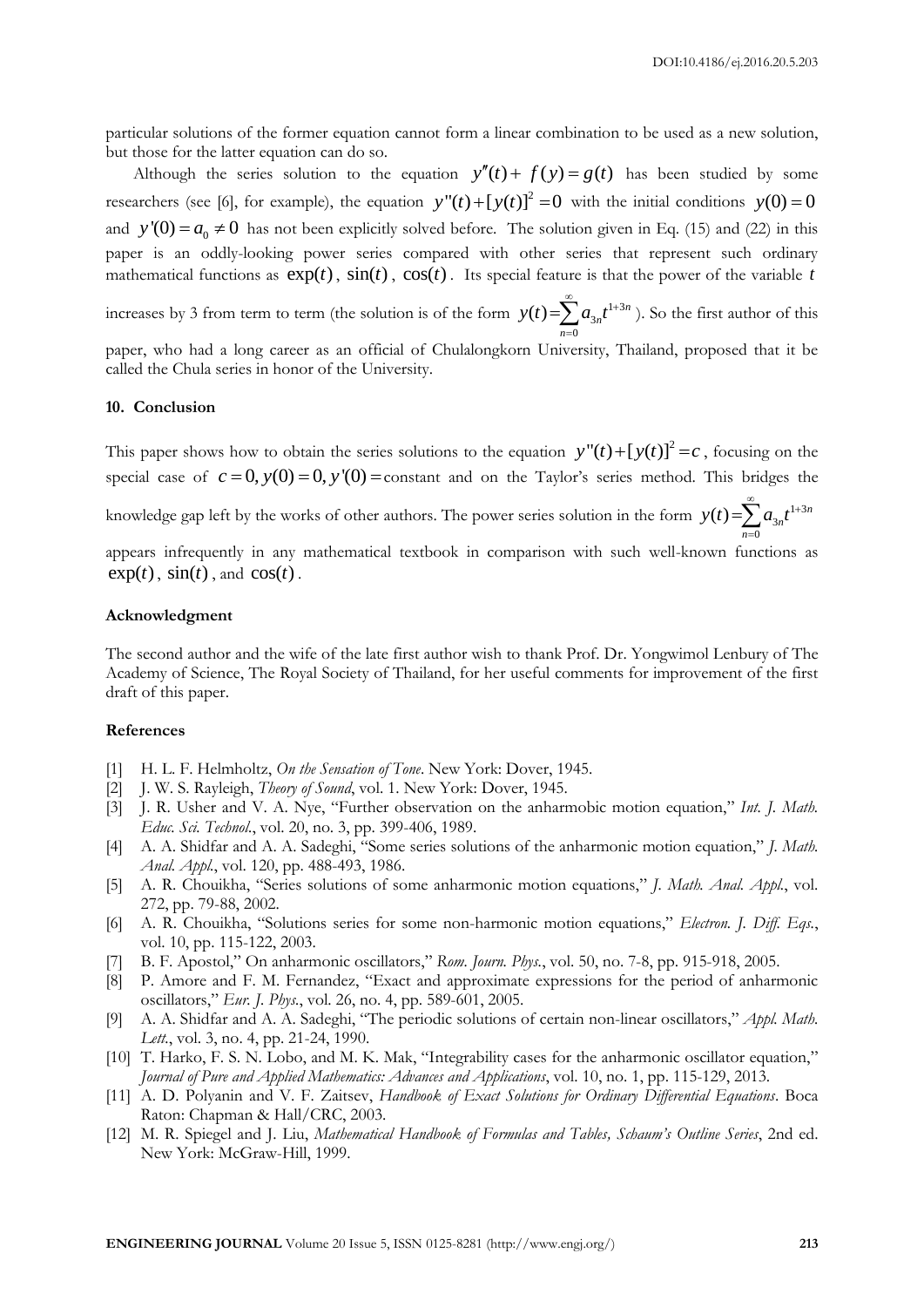particular solutions of the former equation cannot form a linear combination to be used as a new solution, but those for the latter equation can do so.

Although the series solution to the equation $y''(t) + f(y) = g(t)$ has been studied by some researchers (see [6], for example), the equation $y''(t)+[y(t)]^2 = 0$ with the initial conditions $y(0) = 0$ and $y'(0) = a_0 \neq 0$ has not been explicitly solved before. The solution given in Eq. (15) and (22) in this paper is an oddly-looking power series compared with other series that represent such ordinary mathematical functions as $\exp(t)$, $\sin(t)$, $\cos(t)$. Its special feature is that the power of the variable $t$ increases by 3 from term to term (the solution is of the form $y(t)=\sum_{n=0}^{\infty} a_{3n} t^{1+3n}$ ). So the first author of this paper, who had a long career as an official of Chulalongkorn University, Thailand, proposed that it be called the Chula series in honor of the University.

## 10. Conclusion

This paper shows how to obtain the series solutions to the equation $y''(t)+[y(t)]^2 = c$, focusing on the special case of $c = 0, y(0) = 0, y'(0) =$ constant and on the Taylor's series method. This bridges the knowledge gap left by the works of other authors. The power series solution in the form $y(t)=\sum_{n=0}^{\infty} a_{3n} t^{1+3n}$ appears infrequently in any mathematical textbook in comparison with such well-known functions as $\exp(t)$, $\sin(t)$, and $\cos(t)$.

## Acknowledgment

The second author and the wife of the late first author wish to thank Prof. Dr. Yongwimol Lenbury of The Academy of Science, The Royal Society of Thailand, for her useful comments for improvement of the first draft of this paper.

## References

[1] H. L. F. Helmholtz, *On the Sensation of Tone*. New York: Dover, 1945.

[2] J. W. S. Rayleigh, *Theory of Sound*, vol. 1. New York: Dover, 1945.

[3] J. R. Usher and V. A. Nye, "Further observation on the anharmobic motion equation," *Int. J. Math. Educ. Sci. Technol.*, vol. 20, no. 3, pp. 399-406, 1989.

[4] A. A. Shidfar and A. A. Sadeghi, "Some series solutions of the anharmonic motion equation," *J. Math. Anal. Appl.*, vol. 120, pp. 488-493, 1986.

[5] A. R. Chouikha, "Series solutions of some anharmonic motion equations," *J. Math. Anal. Appl.*, vol. 272, pp. 79-88, 2002.

[6] A. R. Chouikha, "Solutions series for some non-harmonic motion equations," *Electron. J. Diff. Eqs.*, vol. 10, pp. 115-122, 2003.

[7] B. F. Apostol," On anharmonic oscillators," *Rom. Journ. Phys.*, vol. 50, no. 7-8, pp. 915-918, 2005.

[8] P. Amore and F. M. Fernandez, "Exact and approximate expressions for the period of anharmonic oscillators," *Eur. J. Phys.*, vol. 26, no. 4, pp. 589-601, 2005.

[9] A. A. Shidfar and A. A. Sadeghi, "The periodic solutions of certain non-linear oscillators," *Appl. Math. Lett.*, vol. 3, no. 4, pp. 21-24, 1990.

[10] T. Harko, F. S. N. Lobo, and M. K. Mak, "Integrability cases for the anharmonic oscillator equation," *Journal of Pure and Applied Mathematics: Advances and Applications*, vol. 10, no. 1, pp. 115-129, 2013.

[11] A. D. Polyanin and V. F. Zaitsev, *Handbook of Exact Solutions for Ordinary Differential Equations*. Boca Raton: Chapman & Hall/CRC, 2003.

[12] M. R. Spiegel and J. Liu, *Mathematical Handbook of Formulas and Tables, Schaum's Outline Series*, 2nd ed. New York: McGraw-Hill, 1999.